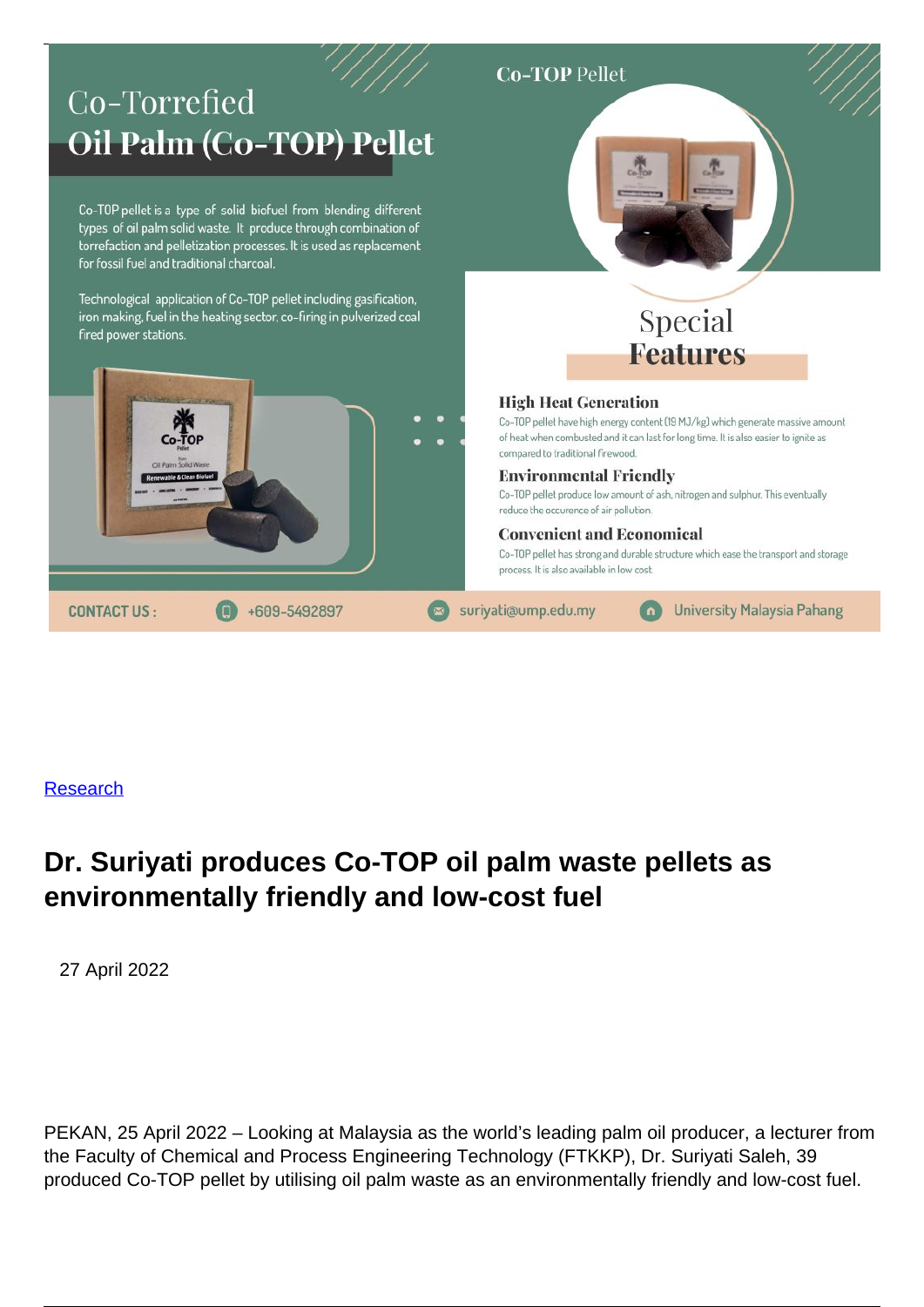# Co-Torrefied Oil Palm (Co-TOP) Pellet

Co-TOP pellet is a type of solid biofuel from blending different types of oil palm solid waste. It produce through combination of torrefaction and pelletization processes. It is used as replacement for fossil fuel and traditional charcoal.

Technological application of Co-TOP pellet including gasification, iron making, fuel in the heating sector, co-firing in pulverized coal fired power stations.

**Co-TOP** Pellet

## Special Features

### High Heat Generation

Co-TOP pellet have high energy content (19 MJ/kg) which generate massive amount of heat when combusted and it can last for long time. It is also easier to ignite as compared to traditional firewood.

### Environmental Friendly

Co-TOP pellet produce low amount of ash, nitrogen and sulphur. This eventually reduce the occurence of air pollution.

### Convenient and Economical

Co-TOP pellet has strong and durable structure which ease the transport and storage process. It is also available in low cost.

**CONTACT US :** +609-5492897 | suriyati@ump.edu.my | University Malaysia Pahang

Research

## Dr. Suriyati produces Co-TOP oil palm waste pellets as environmentally friendly and low-cost fuel

27 April 2022

PEKAN, 25 April 2022 – Looking at Malaysia as the world's leading palm oil producer, a lecturer from the Faculty of Chemical and Process Engineering Technology (FTKKP), Dr. Suriyati Saleh, 39 produced Co-TOP pellet by utilising oil palm waste as an environmentally friendly and low-cost fuel.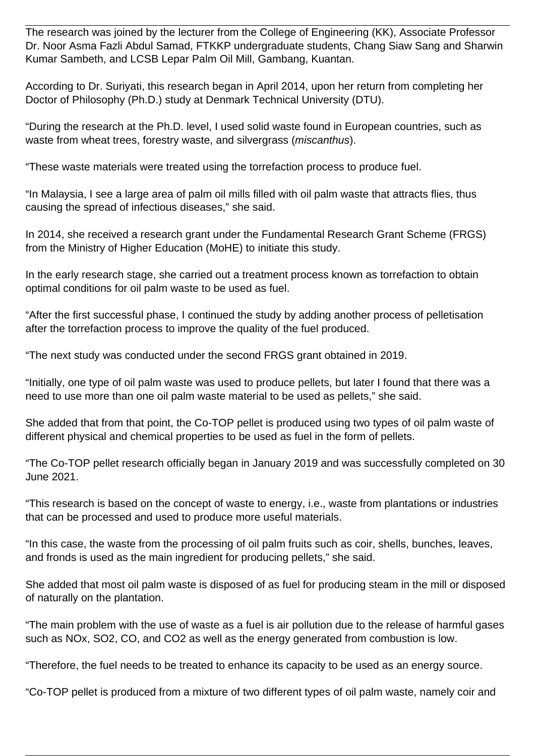The research was joined by the lecturer from the College of Engineering (KK), Associate Professor Dr. Noor Asma Fazli Abdul Samad, FTKKP undergraduate students, Chang Siaw Sang and Sharwin Kumar Sambeth, and LCSB Lepar Palm Oil Mill, Gambang, Kuantan.

According to Dr. Suriyati, this research began in April 2014, upon her return from completing her Doctor of Philosophy (Ph.D.) study at Denmark Technical University (DTU).

"During the research at the Ph.D. level, I used solid waste found in European countries, such as waste from wheat trees, forestry waste, and silvergrass (*miscanthus*).

"These waste materials were treated using the torrefaction process to produce fuel.

"In Malaysia, I see a large area of palm oil mills filled with oil palm waste that attracts flies, thus causing the spread of infectious diseases," she said.

In 2014, she received a research grant under the Fundamental Research Grant Scheme (FRGS) from the Ministry of Higher Education (MoHE) to initiate this study.

In the early research stage, she carried out a treatment process known as torrefaction to obtain optimal conditions for oil palm waste to be used as fuel.

"After the first successful phase, I continued the study by adding another process of pelletisation after the torrefaction process to improve the quality of the fuel produced.

"The next study was conducted under the second FRGS grant obtained in 2019.

"Initially, one type of oil palm waste was used to produce pellets, but later I found that there was a need to use more than one oil palm waste material to be used as pellets," she said.

She added that from that point, the Co-TOP pellet is produced using two types of oil palm waste of different physical and chemical properties to be used as fuel in the form of pellets.

"The Co-TOP pellet research officially began in January 2019 and was successfully completed on 30 June 2021.

"This research is based on the concept of waste to energy, i.e., waste from plantations or industries that can be processed and used to produce more useful materials.

"In this case, the waste from the processing of oil palm fruits such as coir, shells, bunches, leaves, and fronds is used as the main ingredient for producing pellets," she said.

She added that most oil palm waste is disposed of as fuel for producing steam in the mill or disposed of naturally on the plantation.

"The main problem with the use of waste as a fuel is air pollution due to the release of harmful gases such as $NO_x$, $SO_2$, CO, and $CO_2$ as well as the energy generated from combustion is low.

"Therefore, the fuel needs to be treated to enhance its capacity to be used as an energy source.

"Co-TOP pellet is produced from a mixture of two different types of oil palm waste, namely coir and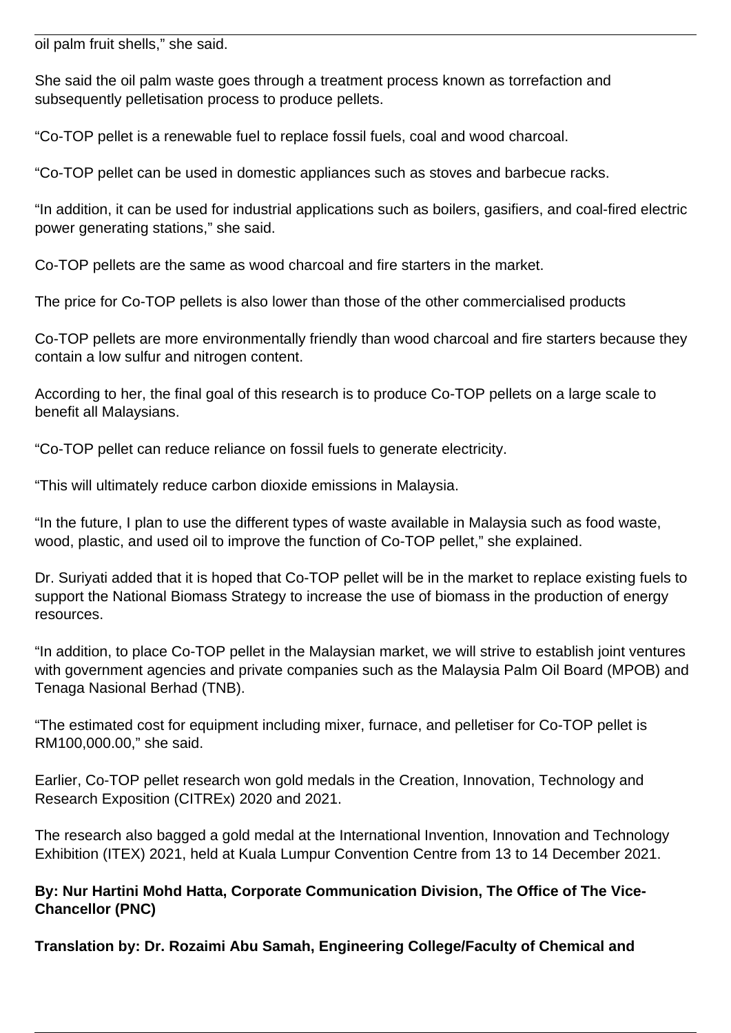oil palm fruit shells," she said.

She said the oil palm waste goes through a treatment process known as torrefaction and subsequently pelletisation process to produce pellets.

"Co-TOP pellet is a renewable fuel to replace fossil fuels, coal and wood charcoal.

"Co-TOP pellet can be used in domestic appliances such as stoves and barbecue racks.

"In addition, it can be used for industrial applications such as boilers, gasifiers, and coal-fired electric power generating stations," she said.

Co-TOP pellets are the same as wood charcoal and fire starters in the market.

The price for Co-TOP pellets is also lower than those of the other commercialised products

Co-TOP pellets are more environmentally friendly than wood charcoal and fire starters because they contain a low sulfur and nitrogen content.

According to her, the final goal of this research is to produce Co-TOP pellets on a large scale to benefit all Malaysians.

"Co-TOP pellet can reduce reliance on fossil fuels to generate electricity.

"This will ultimately reduce carbon dioxide emissions in Malaysia.

"In the future, I plan to use the different types of waste available in Malaysia such as food waste, wood, plastic, and used oil to improve the function of Co-TOP pellet," she explained.

Dr. Suriyati added that it is hoped that Co-TOP pellet will be in the market to replace existing fuels to support the National Biomass Strategy to increase the use of biomass in the production of energy resources.

"In addition, to place Co-TOP pellet in the Malaysian market, we will strive to establish joint ventures with government agencies and private companies such as the Malaysia Palm Oil Board (MPOB) and Tenaga Nasional Berhad (TNB).

"The estimated cost for equipment including mixer, furnace, and pelletiser for Co-TOP pellet is RM100,000.00," she said.

Earlier, Co-TOP pellet research won gold medals in the Creation, Innovation, Technology and Research Exposition (CITREx) 2020 and 2021.

The research also bagged a gold medal at the International Invention, Innovation and Technology Exhibition (ITEX) 2021, held at Kuala Lumpur Convention Centre from 13 to 14 December 2021.

**By: Nur Hartini Mohd Hatta, Corporate Communication Division, The Office of The Vice-Chancellor (PNC)**

**Translation by: Dr. Rozaimi Abu Samah, Engineering College/Faculty of Chemical and**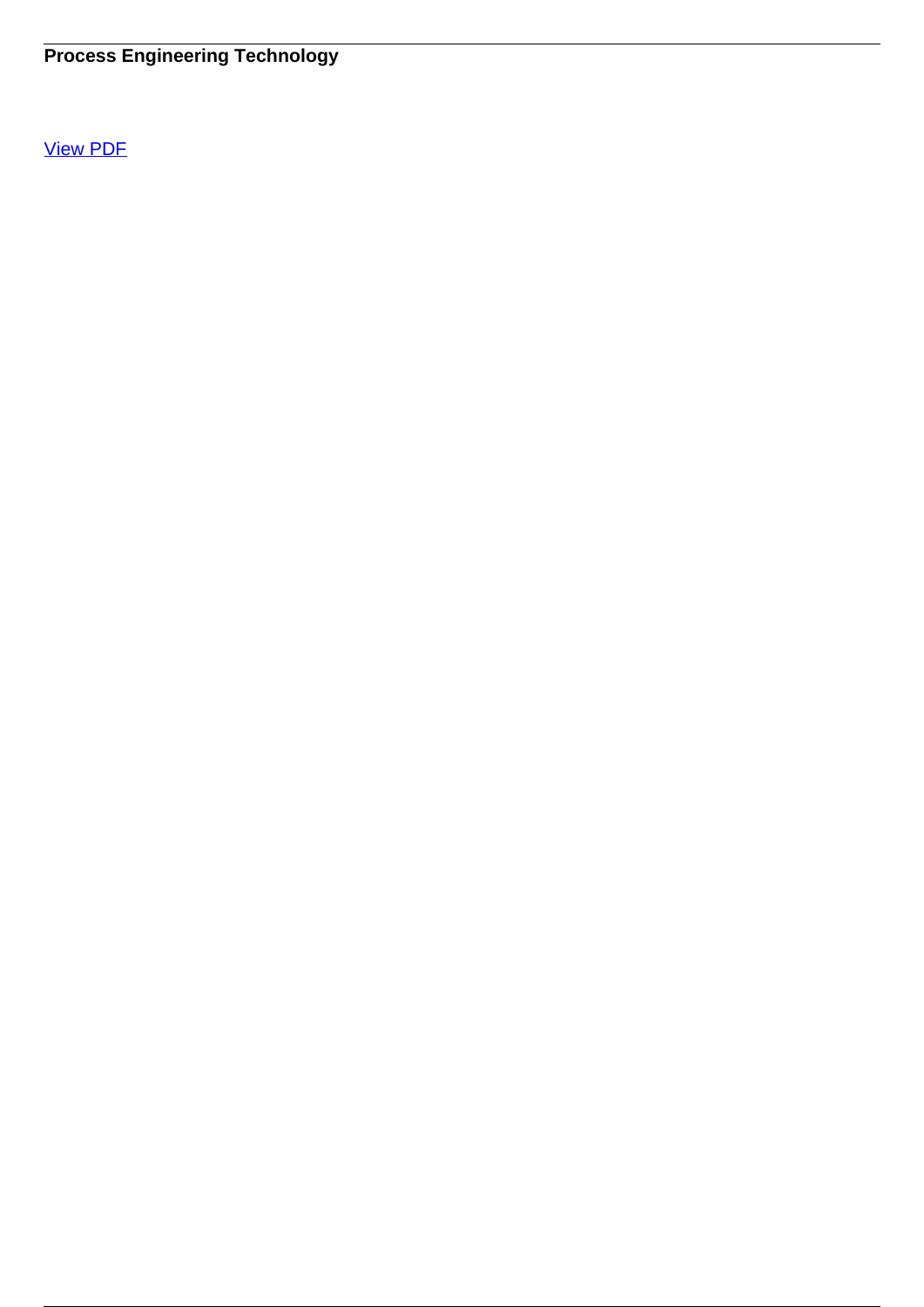**Process Engineering Technology**

View PDF